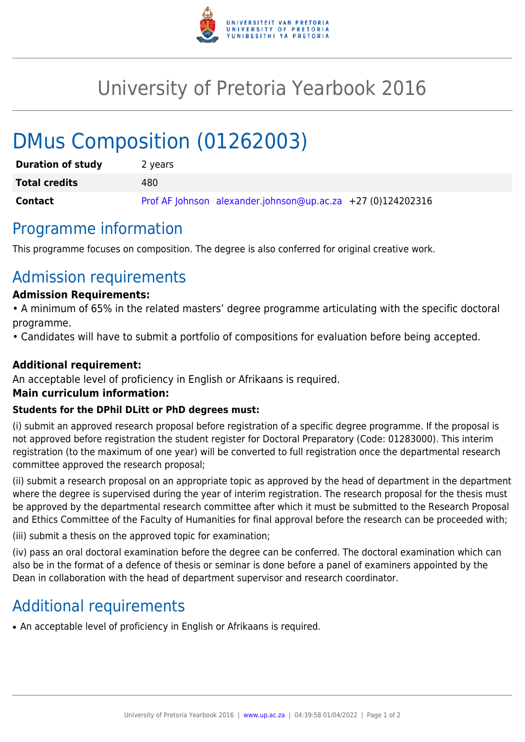# University of Pretoria Yearbook 2016

# DMus Composition (01262003)

| | |
|---|---|
| **Duration of study** | 2 years |
| **Total credits** | 480 |
| **Contact** | Prof AF Johnson alexander.johnson@up.ac.za +27 (0)124202316 |

## Programme information

This programme focuses on composition. The degree is also conferred for original creative work.

## Admission requirements

**Admission Requirements:**

• A minimum of 65% in the related masters' degree programme articulating with the specific doctoral programme.

• Candidates will have to submit a portfolio of compositions for evaluation before being accepted.

**Additional requirement:**

An acceptable level of proficiency in English or Afrikaans is required.

**Main curriculum information:**

**Students for the DPhil DLitt or PhD degrees must:**

(i) submit an approved research proposal before registration of a specific degree programme. If the proposal is not approved before registration the student register for Doctoral Preparatory (Code: 01283000). This interim registration (to the maximum of one year) will be converted to full registration once the departmental research committee approved the research proposal;

(ii) submit a research proposal on an appropriate topic as approved by the head of department in the department where the degree is supervised during the year of interim registration. The research proposal for the thesis must be approved by the departmental research committee after which it must be submitted to the Research Proposal and Ethics Committee of the Faculty of Humanities for final approval before the research can be proceeded with;

(iii) submit a thesis on the approved topic for examination;

(iv) pass an oral doctoral examination before the degree can be conferred. The doctoral examination which can also be in the format of a defence of thesis or seminar is done before a panel of examiners appointed by the Dean in collaboration with the head of department supervisor and research coordinator.

## Additional requirements

- An acceptable level of proficiency in English or Afrikaans is required.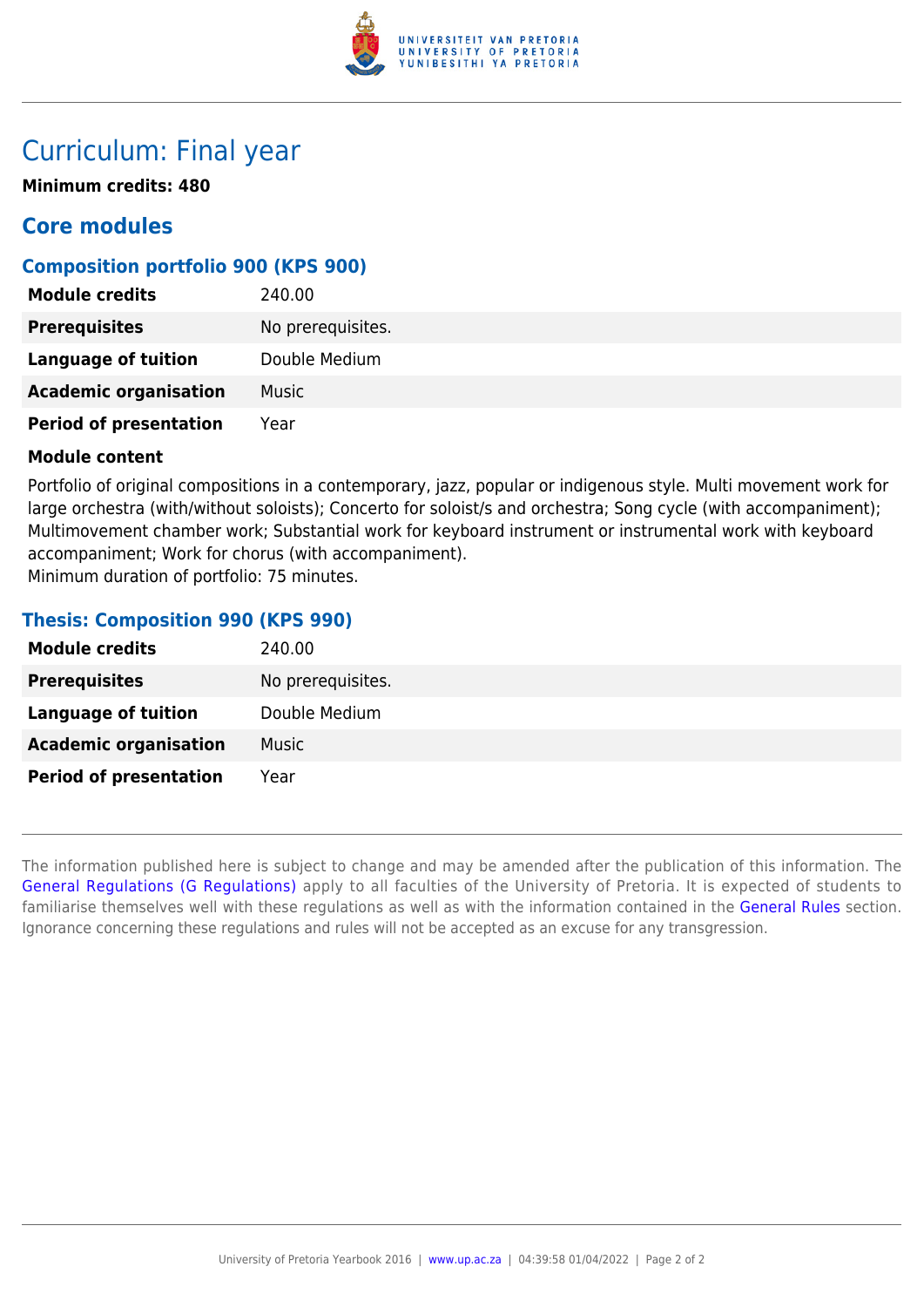# Curriculum: Final year

**Minimum credits: 480**

## Core modules

### Composition portfolio 900 (KPS 900)

| | |
|---|---|
| **Module credits** | 240.00 |
| **Prerequisites** | No prerequisites. |
| **Language of tuition** | Double Medium |
| **Academic organisation** | Music |
| **Period of presentation** | Year |

**Module content**

Portfolio of original compositions in a contemporary, jazz, popular or indigenous style. Multi movement work for large orchestra (with/without soloists); Concerto for soloist/s and orchestra; Song cycle (with accompaniment); Multimovement chamber work; Substantial work for keyboard instrument or instrumental work with keyboard accompaniment; Work for chorus (with accompaniment).
Minimum duration of portfolio: 75 minutes.

### Thesis: Composition 990 (KPS 990)

| | |
|---|---|
| **Module credits** | 240.00 |
| **Prerequisites** | No prerequisites. |
| **Language of tuition** | Double Medium |
| **Academic organisation** | Music |
| **Period of presentation** | Year |

The information published here is subject to change and may be amended after the publication of this information. The General Regulations (G Regulations) apply to all faculties of the University of Pretoria. It is expected of students to familiarise themselves well with these regulations as well as with the information contained in the General Rules section. Ignorance concerning these regulations and rules will not be accepted as an excuse for any transgression.